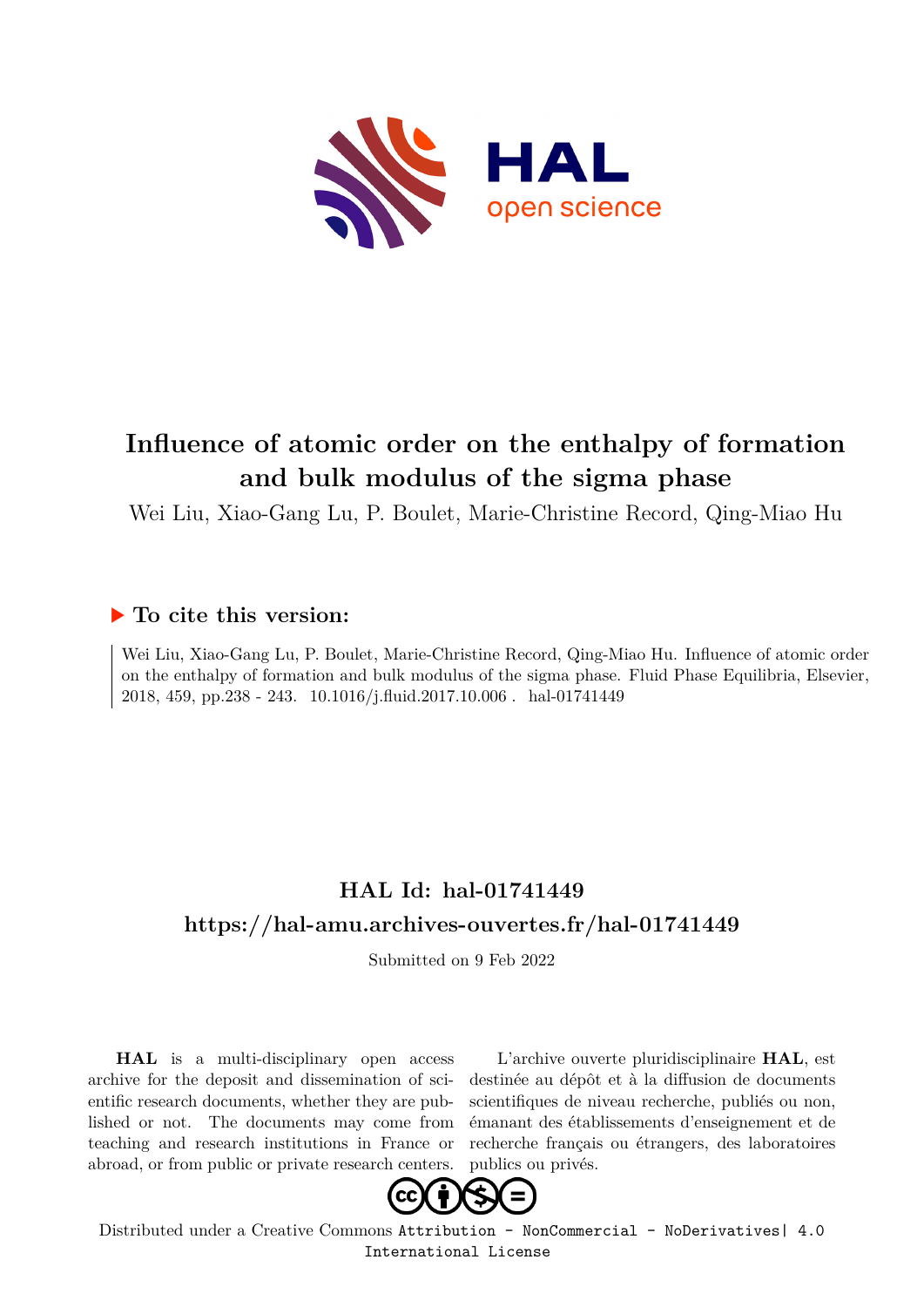# Influence of atomic order on the enthalpy of formation and bulk modulus of the sigma phase

Wei Liu, Xiao-Gang Lu, P. Boulet, Marie-Christine Record, Qing-Miao Hu

## ▶ To cite this version:

Wei Liu, Xiao-Gang Lu, P. Boulet, Marie-Christine Record, Qing-Miao Hu. Influence of atomic order on the enthalpy of formation and bulk modulus of the sigma phase. Fluid Phase Equilibria, Elsevier, 2018, 459, pp.238 - 243. 10.1016/j.fluid.2017.10.006 . hal-01741449

## HAL Id: hal-01741449

## https://hal-amu.archives-ouvertes.fr/hal-01741449

Submitted on 9 Feb 2022

**HAL** is a multi-disciplinary open access archive for the deposit and dissemination of scientific research documents, whether they are published or not. The documents may come from teaching and research institutions in France or abroad, or from public or private research centers.

L'archive ouverte pluridisciplinaire **HAL**, est destinée au dépôt et à la diffusion de documents scientifiques de niveau recherche, publiés ou non, émanant des établissements d'enseignement et de recherche français ou étrangers, des laboratoires publics ou privés.

Distributed under a Creative Commons Attribution - NonCommercial - NoDerivatives| 4.0 International License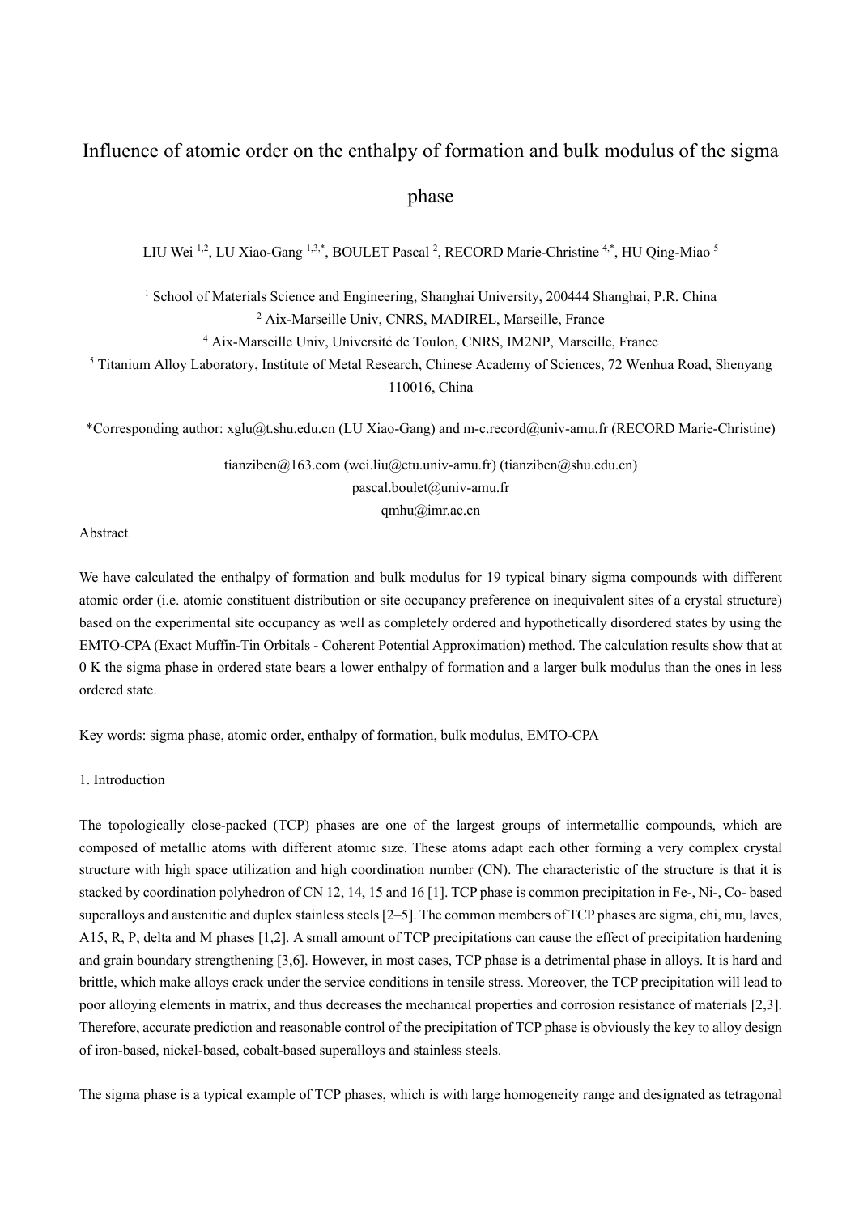# Influence of atomic order on the enthalpy of formation and bulk modulus of the sigma phase

LIU Wei [1,2], LU Xiao-Gang [1,3,*], BOULET Pascal [2], RECORD Marie-Christine [4,*], HU Qing-Miao [5]

[1] School of Materials Science and Engineering, Shanghai University, 200444 Shanghai, P.R. China
[2] Aix-Marseille Univ, CNRS, MADIREL, Marseille, France
[4] Aix-Marseille Univ, Université de Toulon, CNRS, IM2NP, Marseille, France
[5] Titanium Alloy Laboratory, Institute of Metal Research, Chinese Academy of Sciences, 72 Wenhua Road, Shenyang 110016, China

*Corresponding author: xglu@t.shu.edu.cn (LU Xiao-Gang) and m-c.record@univ-amu.fr (RECORD Marie-Christine)

tianziben@163.com (wei.liu@etu.univ-amu.fr) (tianziben@shu.edu.cn)
pascal.boulet@univ-amu.fr
qmhu@imr.ac.cn

Abstract

We have calculated the enthalpy of formation and bulk modulus for 19 typical binary sigma compounds with different atomic order (i.e. atomic constituent distribution or site occupancy preference on inequivalent sites of a crystal structure) based on the experimental site occupancy as well as completely ordered and hypothetically disordered states by using the EMTO-CPA (Exact Muffin-Tin Orbitals - Coherent Potential Approximation) method. The calculation results show that at 0 K the sigma phase in ordered state bears a lower enthalpy of formation and a larger bulk modulus than the ones in less ordered state.

Key words: sigma phase, atomic order, enthalpy of formation, bulk modulus, EMTO-CPA

## 1. Introduction

The topologically close-packed (TCP) phases are one of the largest groups of intermetallic compounds, which are composed of metallic atoms with different atomic size. These atoms adapt each other forming a very complex crystal structure with high space utilization and high coordination number (CN). The characteristic of the structure is that it is stacked by coordination polyhedron of CN 12, 14, 15 and 16 [1]. TCP phase is common precipitation in Fe-, Ni-, Co- based superalloys and austenitic and duplex stainless steels [2–5]. The common members of TCP phases are sigma, chi, mu, laves, A15, R, P, delta and M phases [1,2]. A small amount of TCP precipitations can cause the effect of precipitation hardening and grain boundary strengthening [3,6]. However, in most cases, TCP phase is a detrimental phase in alloys. It is hard and brittle, which make alloys crack under the service conditions in tensile stress. Moreover, the TCP precipitation will lead to poor alloying elements in matrix, and thus decreases the mechanical properties and corrosion resistance of materials [2,3]. Therefore, accurate prediction and reasonable control of the precipitation of TCP phase is obviously the key to alloy design of iron-based, nickel-based, cobalt-based superalloys and stainless steels.

The sigma phase is a typical example of TCP phases, which is with large homogeneity range and designated as tetragonal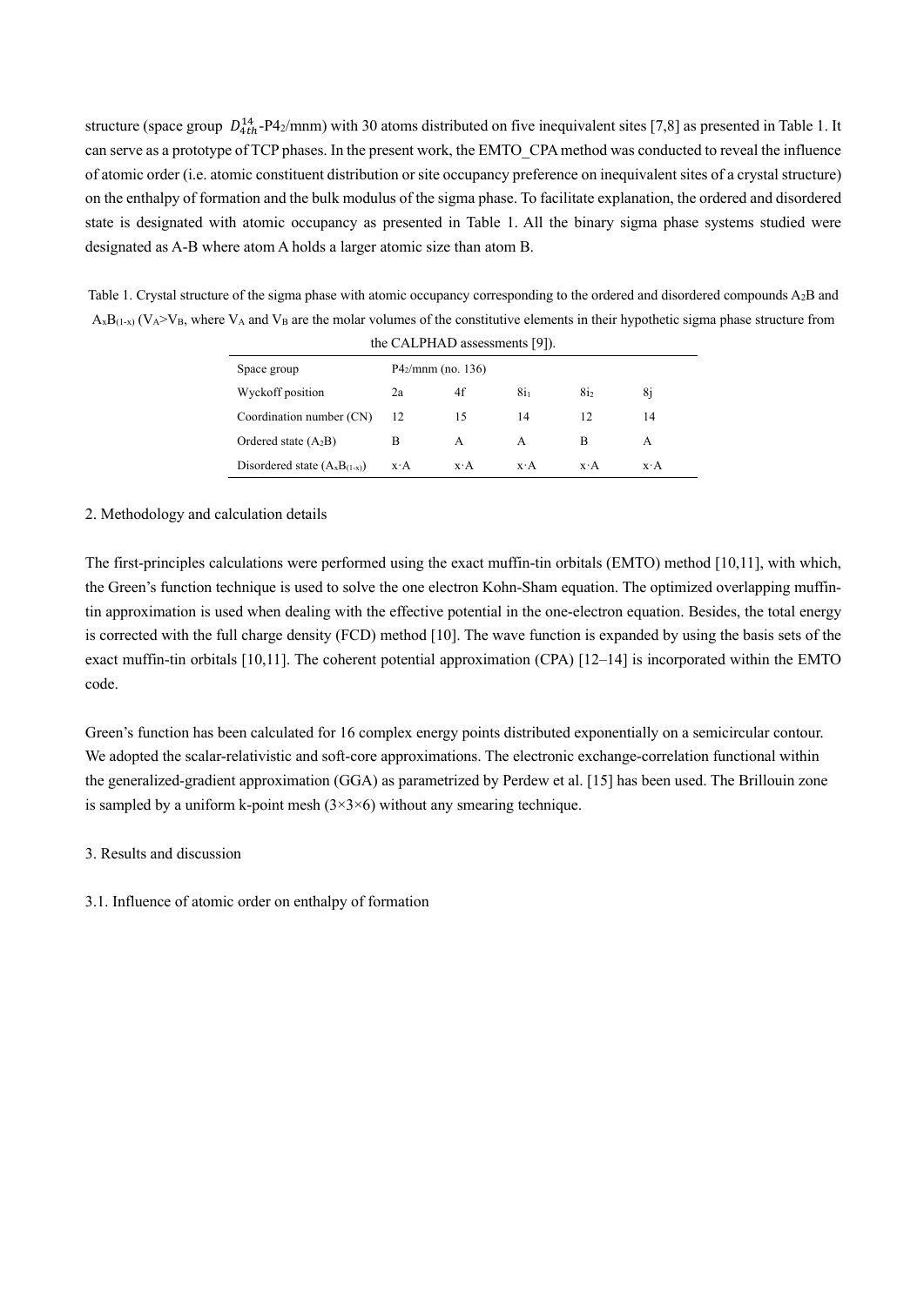structure (space group $D_{4th}^{14}$-P4$_2$/mnm) with 30 atoms distributed on five inequivalent sites [7,8] as presented in Table 1. It can serve as a prototype of TCP phases. In the present work, the EMTO_CPA method was conducted to reveal the influence of atomic order (i.e. atomic constituent distribution or site occupancy preference on inequivalent sites of a crystal structure) on the enthalpy of formation and the bulk modulus of the sigma phase. To facilitate explanation, the ordered and disordered state is designated with atomic occupancy as presented in Table 1. All the binary sigma phase systems studied were designated as A-B where atom A holds a larger atomic size than atom B.

Table 1. Crystal structure of the sigma phase with atomic occupancy corresponding to the ordered and disordered compounds $A_2B$ and $A_xB_{(1-x)}$ ($V_A > V_B$, where $V_A$ and $V_B$ are the molar volumes of the constitutive elements in their hypothetic sigma phase structure from the CALPHAD assessments [9]).

| Space group | P4$_2$/mnm (no. 136) | | | | |
|---|---|---|---|---|---|
| Wyckoff position | 2a | 4f | 8i$_1$ | 8i$_2$ | 8j |
| Coordination number (CN) | 12 | 15 | 14 | 12 | 14 |
| Ordered state ($A_2B$) | B | A | A | B | A |
| Disordered state ($A_xB_{(1-x)}$) | x·A | x·A | x·A | x·A | x·A |

## 2. Methodology and calculation details

The first-principles calculations were performed using the exact muffin-tin orbitals (EMTO) method [10,11], with which, the Green's function technique is used to solve the one electron Kohn-Sham equation. The optimized overlapping muffin-tin approximation is used when dealing with the effective potential in the one-electron equation. Besides, the total energy is corrected with the full charge density (FCD) method [10]. The wave function is expanded by using the basis sets of the exact muffin-tin orbitals [10,11]. The coherent potential approximation (CPA) [12–14] is incorporated within the EMTO code.

Green's function has been calculated for 16 complex energy points distributed exponentially on a semicircular contour. We adopted the scalar-relativistic and soft-core approximations. The electronic exchange-correlation functional within the generalized-gradient approximation (GGA) as parametrized by Perdew et al. [15] has been used. The Brillouin zone is sampled by a uniform k-point mesh (3×3×6) without any smearing technique.

## 3. Results and discussion

### 3.1. Influence of atomic order on enthalpy of formation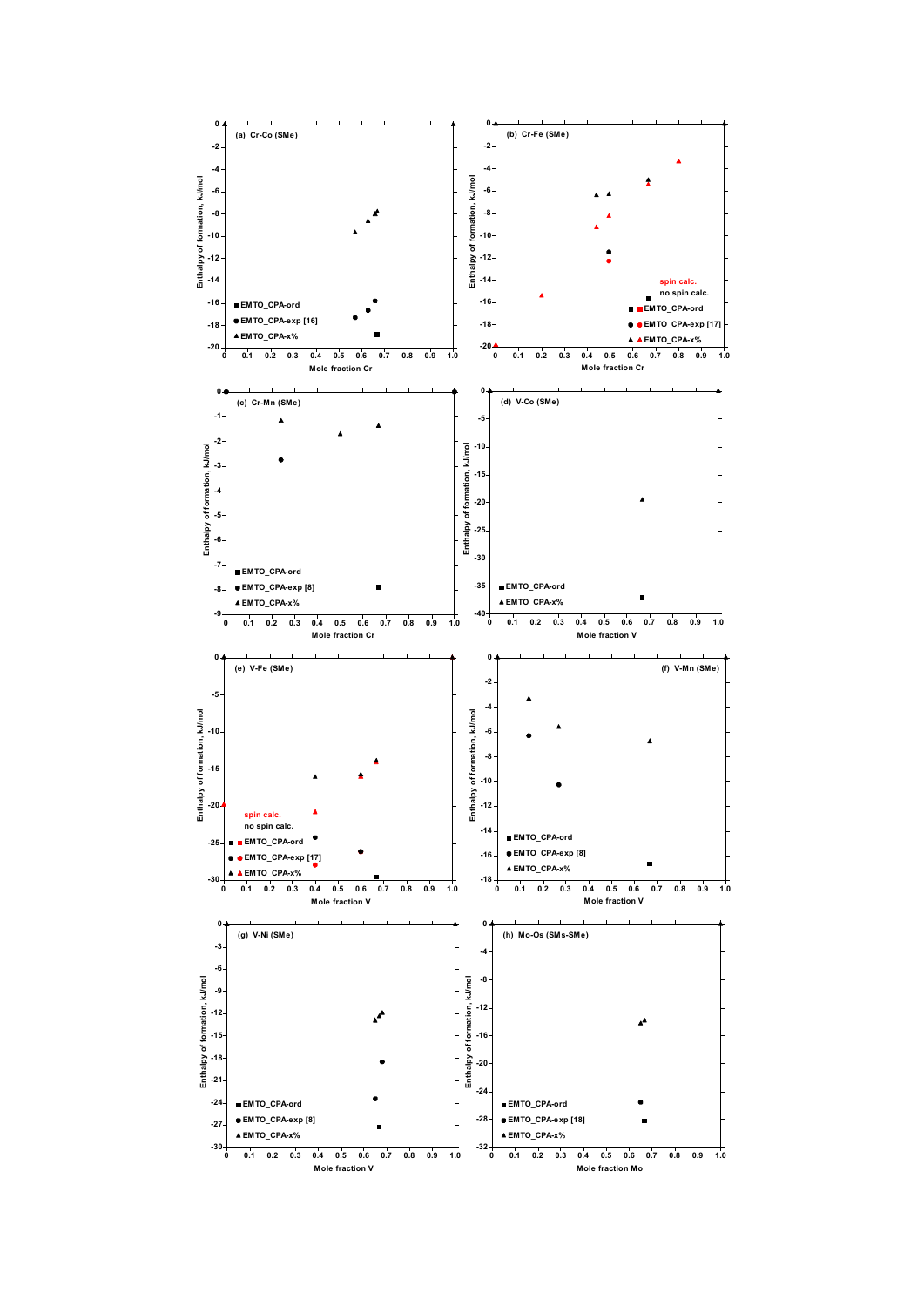(a) Cr-Co (SMe)

Enthalpy of formation, kJ/mol

Mole fraction Cr

EMTO_CPA-ord
EMTO_CPA-exp [16]
EMTO_CPA-x%

(b) Cr-Fe (SMe)

spin calc.
no spin calc.

EMTO_CPA-ord
EMTO_CPA-exp [17]
EMTO_CPA-x%

Enthalpy of formation, kJ/mol

Mole fraction Cr

(c) Cr-Mn (SMe)

EMTO_CPA-ord
EMTO_CPA-exp [8]
EMTO_CPA-x%

Enthalpy of formation, kJ/mol

Mole fraction Cr

(d) V-Co (SMe)

EMTO_CPA-ord
EMTO_CPA-x%

Enthalpy of formation, kJ/mol

Mole fraction V

(e) V-Fe (SMe)

spin calc.
no spin calc.

EMTO_CPA-ord
EMTO_CPA-exp [17]
EMTO_CPA-x%

Enthalpy of formation, kJ/mol

Mole fraction V

(f) V-Mn (SMe)

EMTO_CPA-ord
EMTO_CPA-exp [8]
EMTO_CPA-x%

Enthalpy of formation, kJ/mol

Mole fraction V

(g) V-Ni (SMe)

EMTO_CPA-ord
EMTO_CPA-exp [8]
EMTO_CPA-x%

Enthalpy of formation, kJ/mol

Mole fraction V

(h) Mo-Os (SMs-SMe)

EMTO_CPA-ord
EMTO_CPA-exp [18]
EMTO_CPA-x%

Enthalpy of formation, kJ/mol

Mole fraction Mo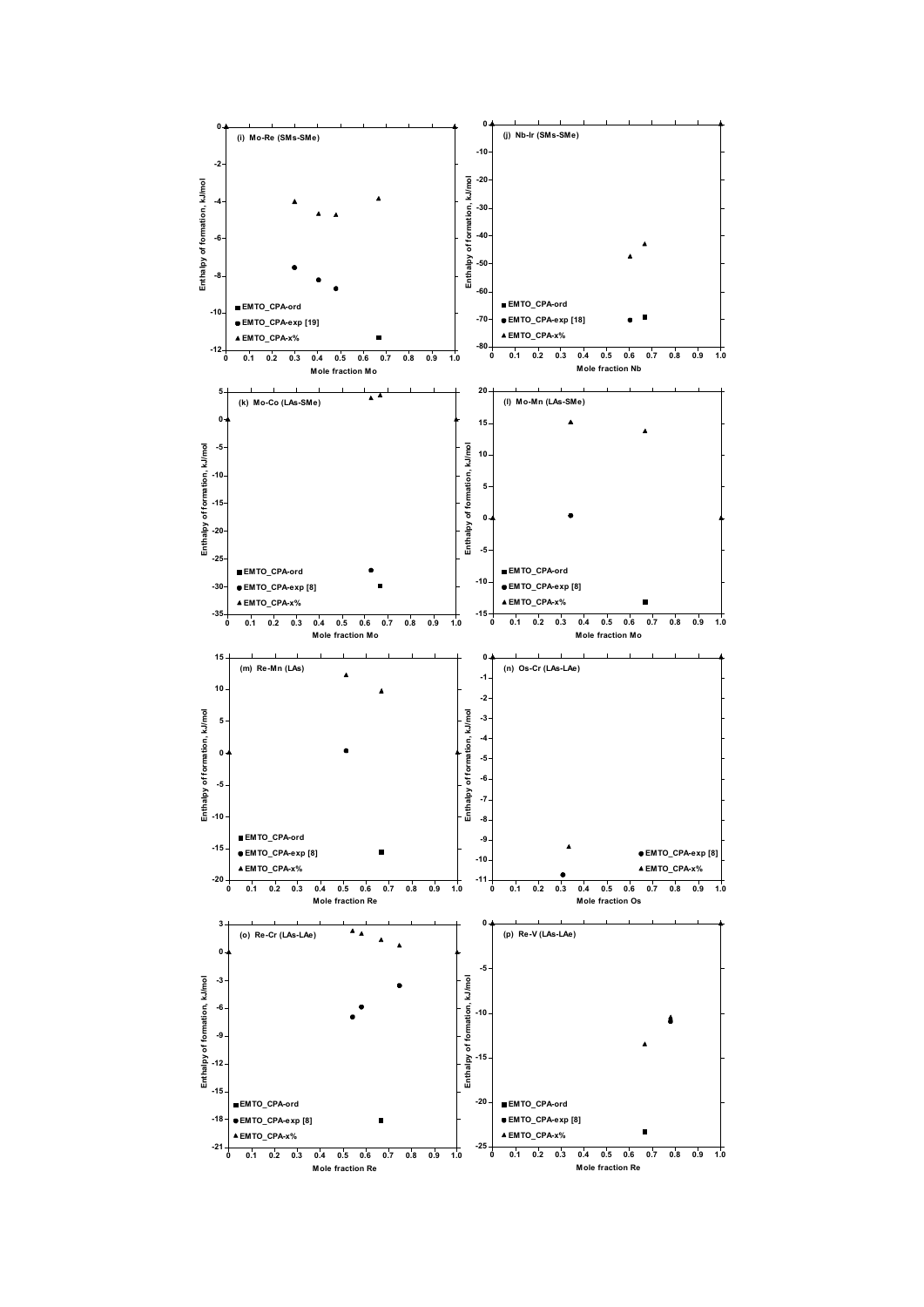(i) Mo-Re (SMs-SMe)

(j) Nb-Ir (SMs-SMe)

(k) Mo-Co (LAs-SMe)

(l) Mo-Mn (LAs-SMe)

(m) Re-Mn (LAs)

(n) Os-Cr (LAs-LAe)

(o) Re-Cr (LAs-LAe)

(p) Re-V (LAs-LAe)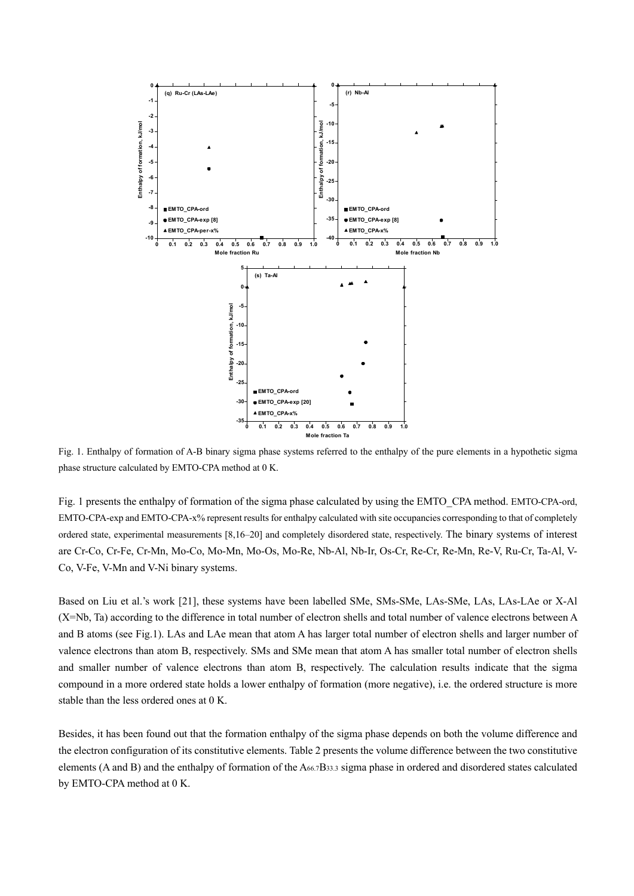Fig. 1. Enthalpy of formation of A-B binary sigma phase systems referred to the enthalpy of the pure elements in a hypothetic sigma phase structure calculated by EMTO-CPA method at 0 K.

Fig. 1 presents the enthalpy of formation of the sigma phase calculated by using the EMTO_CPA method. EMTO-CPA-ord, EMTO-CPA-exp and EMTO-CPA-x% represent results for enthalpy calculated with site occupancies corresponding to that of completely ordered state, experimental measurements [8,16–20] and completely disordered state, respectively. The binary systems of interest are Cr-Co, Cr-Fe, Cr-Mn, Mo-Co, Mo-Mn, Mo-Os, Mo-Re, Nb-Al, Nb-Ir, Os-Cr, Re-Cr, Re-Mn, Re-V, Ru-Cr, Ta-Al, V-Co, V-Fe, V-Mn and V-Ni binary systems.

Based on Liu et al.'s work [21], these systems have been labelled SMe, SMs-SMe, LAs-SMe, LAs, LAs-LAe or X-Al (X=Nb, Ta) according to the difference in total number of electron shells and total number of valence electrons between A and B atoms (see Fig.1). LAs and LAe mean that atom A has larger total number of electron shells and larger number of valence electrons than atom B, respectively. SMs and SMe mean that atom A has smaller total number of electron shells and smaller number of valence electrons than atom B, respectively. The calculation results indicate that the sigma compound in a more ordered state holds a lower enthalpy of formation (more negative), i.e. the ordered structure is more stable than the less ordered ones at 0 K.

Besides, it has been found out that the formation enthalpy of the sigma phase depends on both the volume difference and the electron configuration of its constitutive elements. Table 2 presents the volume difference between the two constitutive elements (A and B) and the enthalpy of formation of the $A_{66.7}B_{33.3}$ sigma phase in ordered and disordered states calculated by EMTO-CPA method at 0 K.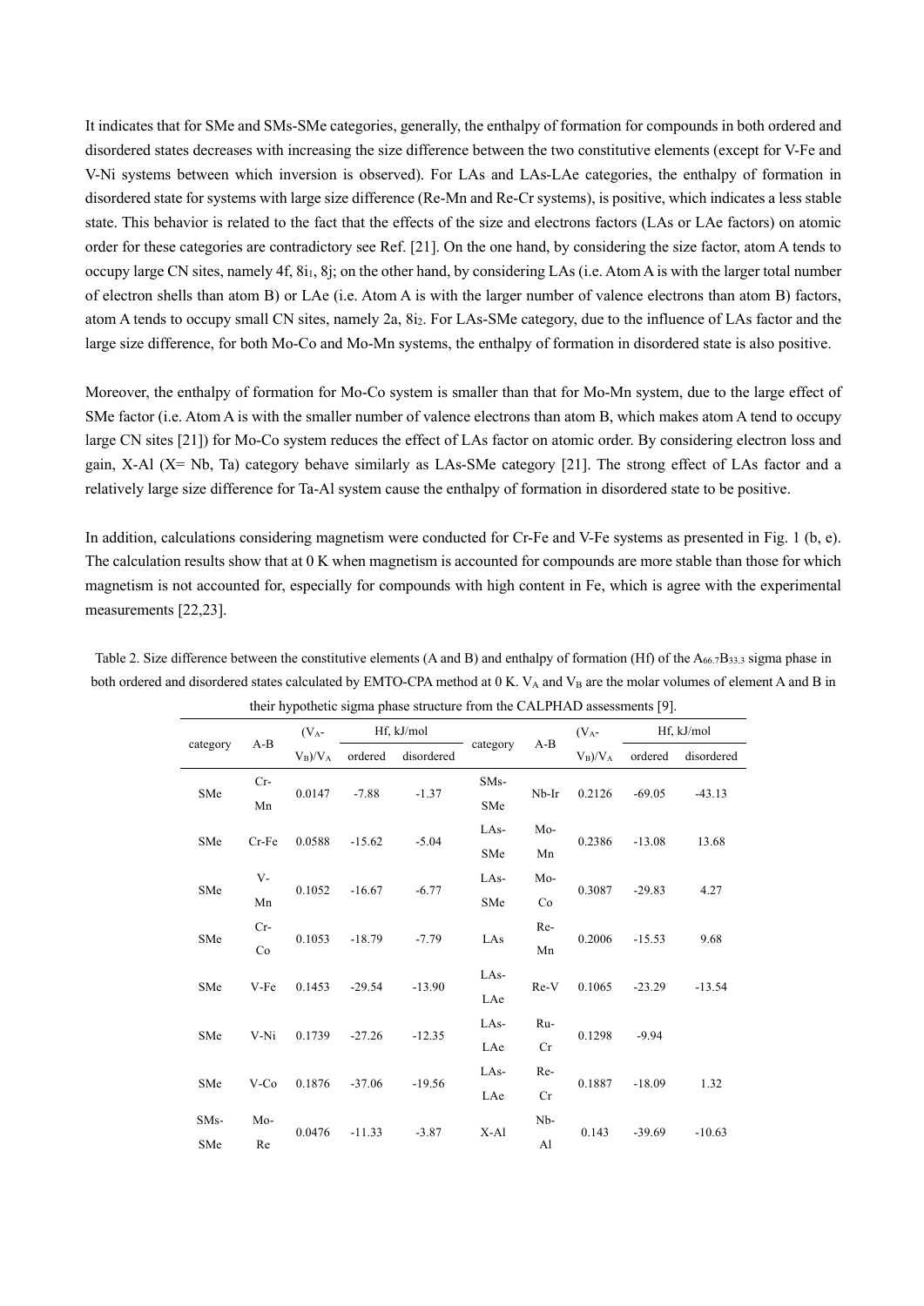It indicates that for SMe and SMs-SMe categories, generally, the enthalpy of formation for compounds in both ordered and disordered states decreases with increasing the size difference between the two constitutive elements (except for V-Fe and V-Ni systems between which inversion is observed). For LAs and LAs-LAe categories, the enthalpy of formation in disordered state for systems with large size difference (Re-Mn and Re-Cr systems), is positive, which indicates a less stable state. This behavior is related to the fact that the effects of the size and electrons factors (LAs or LAe factors) on atomic order for these categories are contradictory see Ref. [21]. On the one hand, by considering the size factor, atom A tends to occupy large CN sites, namely 4f, $8i_1$, 8j; on the other hand, by considering LAs (i.e. Atom A is with the larger total number of electron shells than atom B) or LAe (i.e. Atom A is with the larger number of valence electrons than atom B) factors, atom A tends to occupy small CN sites, namely 2a, $8i_2$. For LAs-SMe category, due to the influence of LAs factor and the large size difference, for both Mo-Co and Mo-Mn systems, the enthalpy of formation in disordered state is also positive.

Moreover, the enthalpy of formation for Mo-Co system is smaller than that for Mo-Mn system, due to the large effect of SMe factor (i.e. Atom A is with the smaller number of valence electrons than atom B, which makes atom A tend to occupy large CN sites [21]) for Mo-Co system reduces the effect of LAs factor on atomic order. By considering electron loss and gain, X-Al (X= Nb, Ta) category behave similarly as LAs-SMe category [21]. The strong effect of LAs factor and a relatively large size difference for Ta-Al system cause the enthalpy of formation in disordered state to be positive.

In addition, calculations considering magnetism were conducted for Cr-Fe and V-Fe systems as presented in Fig. 1 (b, e). The calculation results show that at 0 K when magnetism is accounted for compounds are more stable than those for which magnetism is not accounted for, especially for compounds with high content in Fe, which is agree with the experimental measurements [22,23].

Table 2. Size difference between the constitutive elements (A and B) and enthalpy of formation (Hf) of the $A_{66.7}B_{33.3}$ sigma phase in both ordered and disordered states calculated by EMTO-CPA method at 0 K. $V_A$ and $V_B$ are the molar volumes of element A and B in their hypothetic sigma phase structure from the CALPHAD assessments [9].

| category | A-B | $(V_A-V_B)/V_A$ | Hf, kJ/mol | | category | A-B | $(V_A-V_B)/V_A$ | Hf, kJ/mol | |
|---|---|---|---|---|---|---|---|---|---|
| | | | ordered | disordered | | | | ordered | disordered |
| SMe | Cr-Mn | 0.0147 | -7.88 | -1.37 | SMs-SMe | Nb-Ir | 0.2126 | -69.05 | -43.13 |
| SMe | Cr-Fe | 0.0588 | -15.62 | -5.04 | LAs-SMe | Mo-Mn | 0.2386 | -13.08 | 13.68 |
| SMe | V-Mn | 0.1052 | -16.67 | -6.77 | LAs-SMe | Mo-Co | 0.3087 | -29.83 | 4.27 |
| SMe | Cr-Co | 0.1053 | -18.79 | -7.79 | LAs | Re-Mn | 0.2006 | -15.53 | 9.68 |
| SMe | V-Fe | 0.1453 | -29.54 | -13.90 | LAs-LAe | Re-V | 0.1065 | -23.29 | -13.54 |
| SMe | V-Ni | 0.1739 | -27.26 | -12.35 | LAs-LAe | Ru-Cr | 0.1298 | -9.94 | |
| SMe | V-Co | 0.1876 | -37.06 | -19.56 | LAs-LAe | Re-Cr | 0.1887 | -18.09 | 1.32 |
| SMs-SMe | Mo-Re | 0.0476 | -11.33 | -3.87 | X-Al | Nb-Al | 0.143 | -39.69 | -10.63 |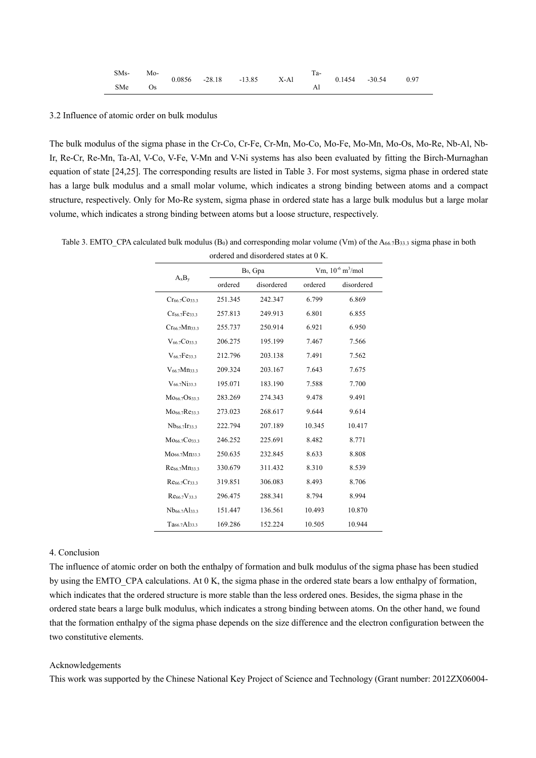| SMs-SMe | Mo-Os | 0.0856 | -28.18 | -13.85 | X-Al | Ta-Al | 0.1454 | -30.54 | 0.97 |
|---|---|---|---|---|---|---|---|---|---|

3.2 Influence of atomic order on bulk modulus

The bulk modulus of the sigma phase in the Cr-Co, Cr-Fe, Cr-Mn, Mo-Co, Mo-Fe, Mo-Mn, Mo-Os, Mo-Re, Nb-Al, Nb-Ir, Re-Cr, Re-Mn, Ta-Al, V-Co, V-Fe, V-Mn and V-Ni systems has also been evaluated by fitting the Birch-Murnaghan equation of state [24,25]. The corresponding results are listed in Table 3. For most systems, sigma phase in ordered state has a large bulk modulus and a small molar volume, which indicates a strong binding between atoms and a compact structure, respectively. Only for Mo-Re system, sigma phase in ordered state has a large bulk modulus but a large molar volume, which indicates a strong binding between atoms but a loose structure, respectively.

Table 3. EMTO_CPA calculated bulk modulus ($B_0$) and corresponding molar volume (Vm) of the $A_{66.7}B_{33.3}$ sigma phase in both ordered and disordered states at 0 K.

| $A_xB_y$ | $B_0$, Gpa | | Vm, $10^{-6}$ $m^3$/mol | |
|---|---|---|---|---|
| | ordered | disordered | ordered | disordered |
| $Cr_{66.7}Co_{33.3}$ | 251.345 | 242.347 | 6.799 | 6.869 |
| $Cr_{66.7}Fe_{33.3}$ | 257.813 | 249.913 | 6.801 | 6.855 |
| $Cr_{66.7}Mn_{33.3}$ | 255.737 | 250.914 | 6.921 | 6.950 |
| $V_{66.7}Co_{33.3}$ | 206.275 | 195.199 | 7.467 | 7.566 |
| $V_{66.7}Fe_{33.3}$ | 212.796 | 203.138 | 7.491 | 7.562 |
| $V_{66.7}Mn_{33.3}$ | 209.324 | 203.167 | 7.643 | 7.675 |
| $V_{66.7}Ni_{33.3}$ | 195.071 | 183.190 | 7.588 | 7.700 |
| $Mo_{66.7}Os_{33.3}$ | 283.269 | 274.343 | 9.478 | 9.491 |
| $Mo_{66.7}Re_{33.3}$ | 273.023 | 268.617 | 9.644 | 9.614 |
| $Nb_{66.7}Ir_{33.3}$ | 222.794 | 207.189 | 10.345 | 10.417 |
| $Mo_{66.7}Co_{33.3}$ | 246.252 | 225.691 | 8.482 | 8.771 |
| $Mo_{66.7}Mn_{33.3}$ | 250.635 | 232.845 | 8.633 | 8.808 |
| $Re_{66.7}Mn_{33.3}$ | 330.679 | 311.432 | 8.310 | 8.539 |
| $Re_{66.7}Cr_{33.3}$ | 319.851 | 306.083 | 8.493 | 8.706 |
| $Re_{66.7}V_{33.3}$ | 296.475 | 288.341 | 8.794 | 8.994 |
| $Nb_{66.7}Al_{33.3}$ | 151.447 | 136.561 | 10.493 | 10.870 |
| $Ta_{66.7}Al_{33.3}$ | 169.286 | 152.224 | 10.505 | 10.944 |

4. Conclusion

The influence of atomic order on both the enthalpy of formation and bulk modulus of the sigma phase has been studied by using the EMTO_CPA calculations. At 0 K, the sigma phase in the ordered state bears a low enthalpy of formation, which indicates that the ordered structure is more stable than the less ordered ones. Besides, the sigma phase in the ordered state bears a large bulk modulus, which indicates a strong binding between atoms. On the other hand, we found that the formation enthalpy of the sigma phase depends on the size difference and the electron configuration between the two constitutive elements.

Acknowledgements

This work was supported by the Chinese National Key Project of Science and Technology (Grant number: 2012ZX06004-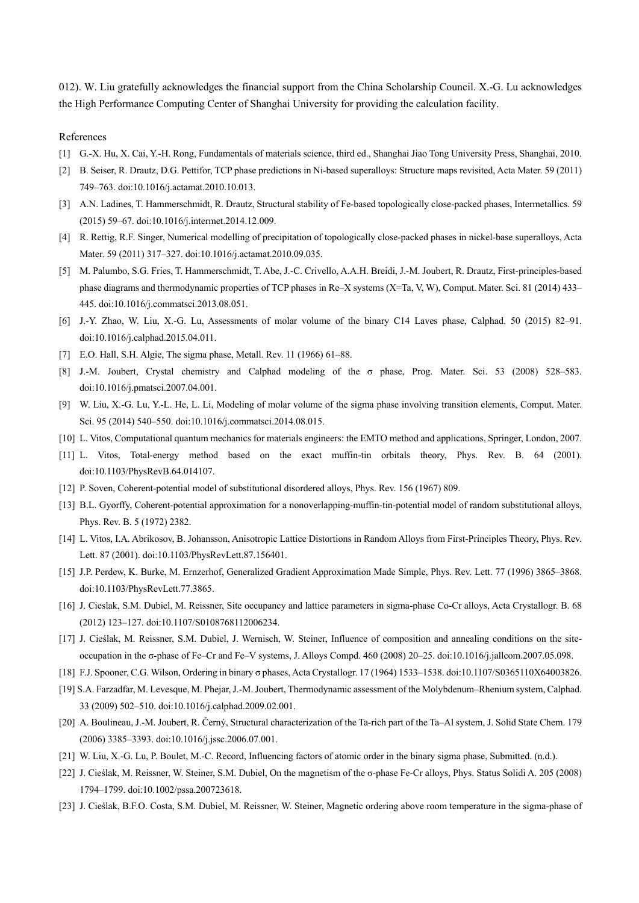012). W. Liu gratefully acknowledges the financial support from the China Scholarship Council. X.-G. Lu acknowledges the High Performance Computing Center of Shanghai University for providing the calculation facility.

References

[1] G.-X. Hu, X. Cai, Y.-H. Rong, Fundamentals of materials science, third ed., Shanghai Jiao Tong University Press, Shanghai, 2010.

[2] B. Seiser, R. Drautz, D.G. Pettifor, TCP phase predictions in Ni-based superalloys: Structure maps revisited, Acta Mater. 59 (2011) 749–763. doi:10.1016/j.actamat.2010.10.013.

[3] A.N. Ladines, T. Hammerschmidt, R. Drautz, Structural stability of Fe-based topologically close-packed phases, Intermetallics. 59 (2015) 59–67. doi:10.1016/j.intermet.2014.12.009.

[4] R. Rettig, R.F. Singer, Numerical modelling of precipitation of topologically close-packed phases in nickel-base superalloys, Acta Mater. 59 (2011) 317–327. doi:10.1016/j.actamat.2010.09.035.

[5] M. Palumbo, S.G. Fries, T. Hammerschmidt, T. Abe, J.-C. Crivello, A.A.H. Breidi, J.-M. Joubert, R. Drautz, First-principles-based phase diagrams and thermodynamic properties of TCP phases in Re–X systems (X=Ta, V, W), Comput. Mater. Sci. 81 (2014) 433–445. doi:10.1016/j.commatsci.2013.08.051.

[6] J.-Y. Zhao, W. Liu, X.-G. Lu, Assessments of molar volume of the binary C14 Laves phase, Calphad. 50 (2015) 82–91. doi:10.1016/j.calphad.2015.04.011.

[7] E.O. Hall, S.H. Algie, The sigma phase, Metall. Rev. 11 (1966) 61–88.

[8] J.-M. Joubert, Crystal chemistry and Calphad modeling of the σ phase, Prog. Mater. Sci. 53 (2008) 528–583. doi:10.1016/j.pmatsci.2007.04.001.

[9] W. Liu, X.-G. Lu, Y.-L. He, L. Li, Modeling of molar volume of the sigma phase involving transition elements, Comput. Mater. Sci. 95 (2014) 540–550. doi:10.1016/j.commatsci.2014.08.015.

[10] L. Vitos, Computational quantum mechanics for materials engineers: the EMTO method and applications, Springer, London, 2007.

[11] L. Vitos, Total-energy method based on the exact muffin-tin orbitals theory, Phys. Rev. B. 64 (2001). doi:10.1103/PhysRevB.64.014107.

[12] P. Soven, Coherent-potential model of substitutional disordered alloys, Phys. Rev. 156 (1967) 809.

[13] B.L. Gyorffy, Coherent-potential approximation for a nonoverlapping-muffin-tin-potential model of random substitutional alloys, Phys. Rev. B. 5 (1972) 2382.

[14] L. Vitos, I.A. Abrikosov, B. Johansson, Anisotropic Lattice Distortions in Random Alloys from First-Principles Theory, Phys. Rev. Lett. 87 (2001). doi:10.1103/PhysRevLett.87.156401.

[15] J.P. Perdew, K. Burke, M. Ernzerhof, Generalized Gradient Approximation Made Simple, Phys. Rev. Lett. 77 (1996) 3865–3868. doi:10.1103/PhysRevLett.77.3865.

[16] J. Cieslak, S.M. Dubiel, M. Reissner, Site occupancy and lattice parameters in sigma-phase Co-Cr alloys, Acta Crystallogr. B. 68 (2012) 123–127. doi:10.1107/S0108768112006234.

[17] J. Cieślak, M. Reissner, S.M. Dubiel, J. Wernisch, W. Steiner, Influence of composition and annealing conditions on the site-occupation in the σ-phase of Fe–Cr and Fe–V systems, J. Alloys Compd. 460 (2008) 20–25. doi:10.1016/j.jallcom.2007.05.098.

[18] F.J. Spooner, C.G. Wilson, Ordering in binary σ phases, Acta Crystallogr. 17 (1964) 1533–1538. doi:10.1107/S0365110X64003826.

[19] S.A. Farzadfar, M. Levesque, M. Phejar, J.-M. Joubert, Thermodynamic assessment of the Molybdenum–Rhenium system, Calphad. 33 (2009) 502–510. doi:10.1016/j.calphad.2009.02.001.

[20] A. Boulineau, J.-M. Joubert, R. Černý, Structural characterization of the Ta-rich part of the Ta–Al system, J. Solid State Chem. 179 (2006) 3385–3393. doi:10.1016/j.jssc.2006.07.001.

[21] W. Liu, X.-G. Lu, P. Boulet, M.-C. Record, Influencing factors of atomic order in the binary sigma phase, Submitted. (n.d.).

[22] J. Cieślak, M. Reissner, W. Steiner, S.M. Dubiel, On the magnetism of the σ-phase Fe-Cr alloys, Phys. Status Solidi A. 205 (2008) 1794–1799. doi:10.1002/pssa.200723618.

[23] J. Cieślak, B.F.O. Costa, S.M. Dubiel, M. Reissner, W. Steiner, Magnetic ordering above room temperature in the sigma-phase of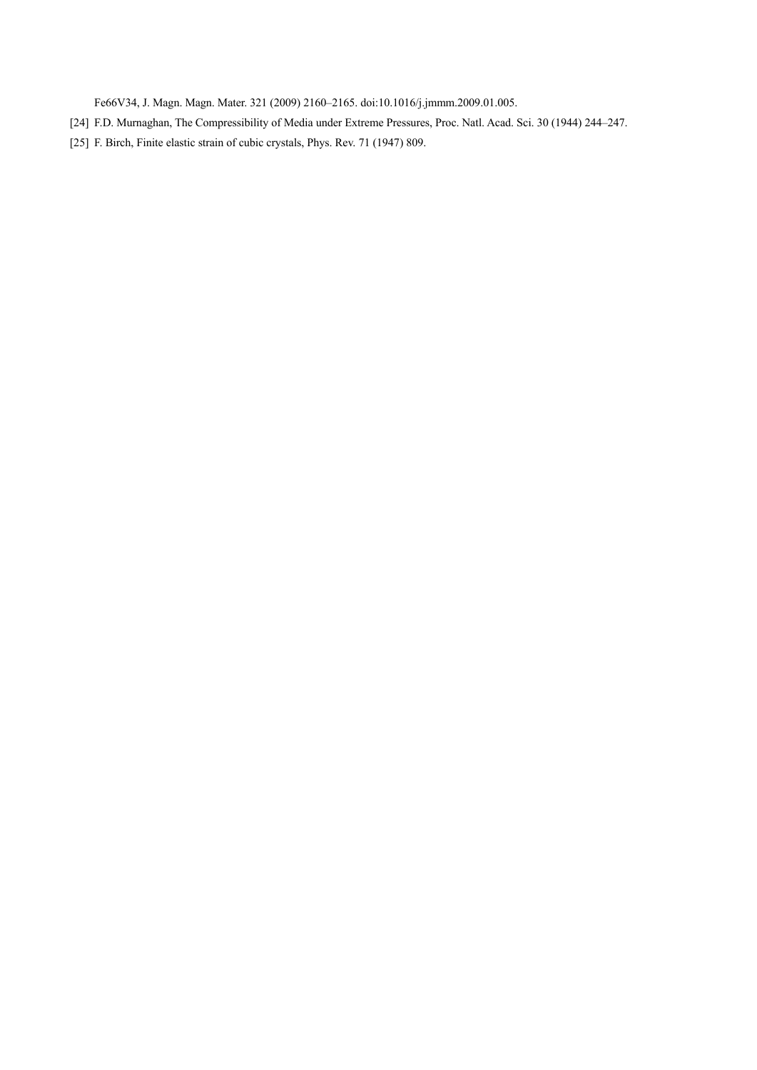Fe66V34, J. Magn. Magn. Mater. 321 (2009) 2160–2165. doi:10.1016/j.jmmm.2009.01.005.

[24] F.D. Murnaghan, The Compressibility of Media under Extreme Pressures, Proc. Natl. Acad. Sci. 30 (1944) 244–247.

[25] F. Birch, Finite elastic strain of cubic crystals, Phys. Rev. 71 (1947) 809.